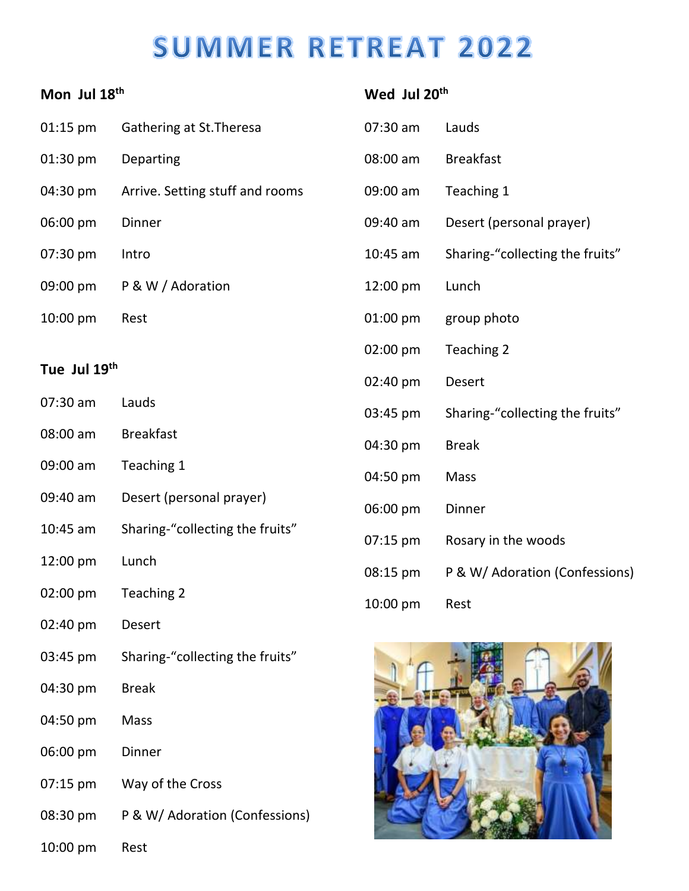# SUMMER RETREAT 2022

### Mon Jul 18th

| | |
|---|---|
| 01:15 pm | Gathering at St.Theresa |
| 01:30 pm | Departing |
| 04:30 pm | Arrive. Setting stuff and rooms |
| 06:00 pm | Dinner |
| 07:30 pm | Intro |
| 09:00 pm | P & W / Adoration |
| 10:00 pm | Rest |

### Tue Jul 19th

| | |
|---|---|
| 07:30 am | Lauds |
| 08:00 am | Breakfast |
| 09:00 am | Teaching 1 |
| 09:40 am | Desert (personal prayer) |
| 10:45 am | Sharing-"collecting the fruits" |
| 12:00 pm | Lunch |
| 02:00 pm | Teaching 2 |
| 02:40 pm | Desert |
| 03:45 pm | Sharing-"collecting the fruits" |
| 04:30 pm | Break |
| 04:50 pm | Mass |
| 06:00 pm | Dinner |
| 07:15 pm | Way of the Cross |
| 08:30 pm | P & W/ Adoration (Confessions) |
| 10:00 pm | Rest |

### Wed Jul 20th

| | |
|---|---|
| 07:30 am | Lauds |
| 08:00 am | Breakfast |
| 09:00 am | Teaching 1 |
| 09:40 am | Desert (personal prayer) |
| 10:45 am | Sharing-"collecting the fruits" |
| 12:00 pm | Lunch |
| 01:00 pm | group photo |
| 02:00 pm | Teaching 2 |
| 02:40 pm | Desert |
| 03:45 pm | Sharing-"collecting the fruits" |
| 04:30 pm | Break |
| 04:50 pm | Mass |
| 06:00 pm | Dinner |
| 07:15 pm | Rosary in the woods |
| 08:15 pm | P & W/ Adoration (Confessions) |
| 10:00 pm | Rest |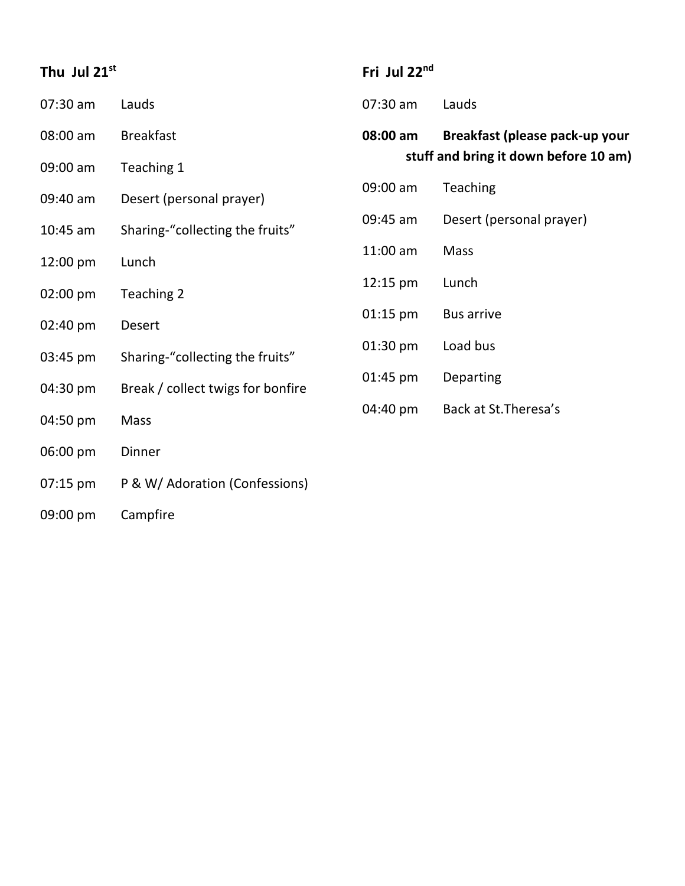**Thu Jul 21st**

| | |
|---|---|
| 07:30 am | Lauds |
| 08:00 am | Breakfast |
| 09:00 am | Teaching 1 |
| 09:40 am | Desert (personal prayer) |
| 10:45 am | Sharing-"collecting the fruits" |
| 12:00 pm | Lunch |
| 02:00 pm | Teaching 2 |
| 02:40 pm | Desert |
| 03:45 pm | Sharing-"collecting the fruits" |
| 04:30 pm | Break / collect twigs for bonfire |
| 04:50 pm | Mass |
| 06:00 pm | Dinner |
| 07:15 pm | P & W/ Adoration (Confessions) |
| 09:00 pm | Campfire |

**Fri Jul 22nd**

| | |
|---|---|
| 07:30 am | Lauds |
| **08:00 am** | **Breakfast (please pack-up your stuff and bring it down before 10 am)** |
| 09:00 am | Teaching |
| 09:45 am | Desert (personal prayer) |
| 11:00 am | Mass |
| 12:15 pm | Lunch |
| 01:15 pm | Bus arrive |
| 01:30 pm | Load bus |
| 01:45 pm | Departing |
| 04:40 pm | Back at St.Theresa's |